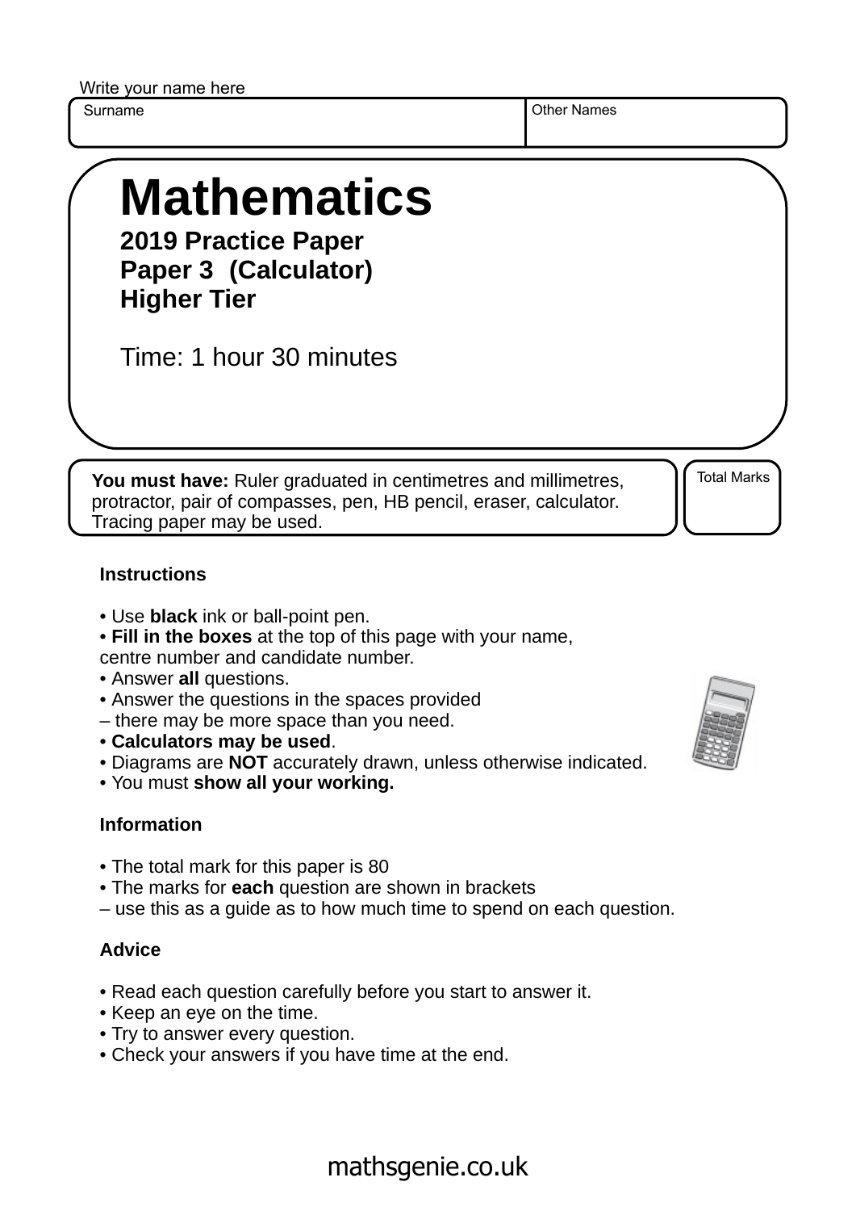Write your name here

| Surname | Other Names |
| --- | --- |
| | |

# Mathematics

**2019 Practice Paper**
**Paper 3 (Calculator)**
**Higher Tier**

Time: 1 hour 30 minutes

**You must have:** Ruler graduated in centimetres and millimetres, protractor, pair of compasses, pen, HB pencil, eraser, calculator. Tracing paper may be used.

Total Marks

### Instructions

- Use **black** ink or ball-point pen.
- **Fill in the boxes** at the top of this page with your name, centre number and candidate number.
- Answer **all** questions.
- Answer the questions in the spaces provided – there may be more space than you need.
- **Calculators may be used**.
- Diagrams are **NOT** accurately drawn, unless otherwise indicated.
- You must **show all your working.**

### Information

- The total mark for this paper is 80
- The marks for **each** question are shown in brackets – use this as a guide as to how much time to spend on each question.

### Advice

- Read each question carefully before you start to answer it.
- Keep an eye on the time.
- Try to answer every question.
- Check your answers if you have time at the end.

mathsgenie.co.uk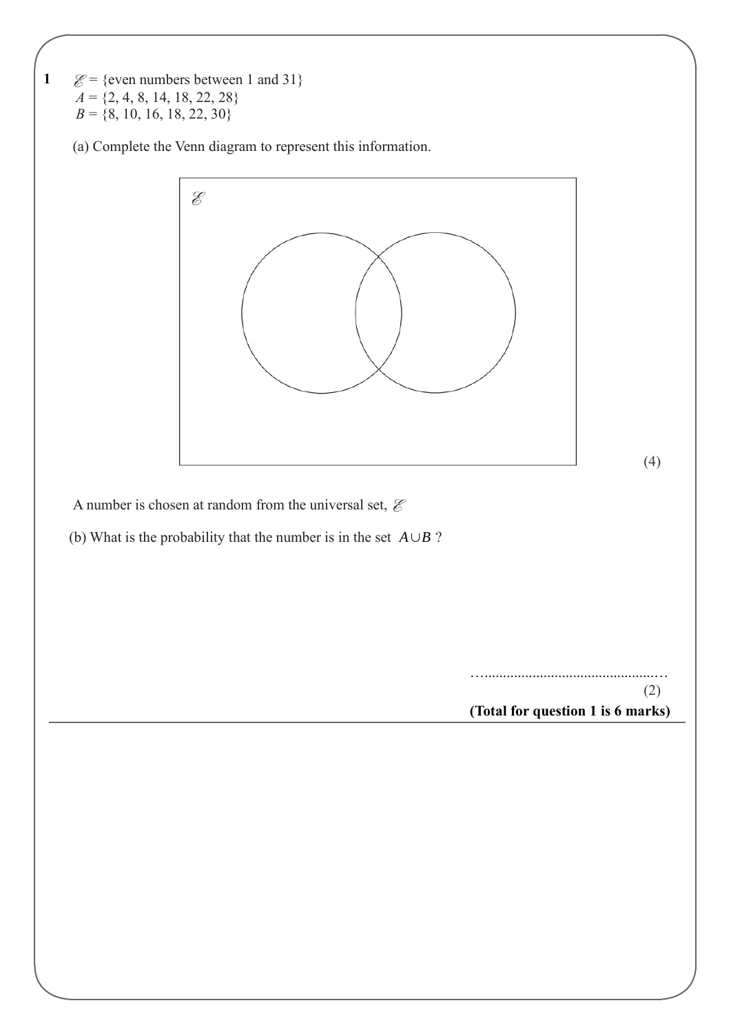**1** $\mathscr{E}$ = {even numbers between 1 and 31}
$A$ = {2, 4, 8, 14, 18, 22, 28}
$B$ = {8, 10, 16, 18, 22, 30}

(a) Complete the Venn diagram to represent this information.

(4)

A number is chosen at random from the universal set, $\mathscr{E}$

(b) What is the probability that the number is in the set $A \cup B$ ?

…..............................................…

(2)

**(Total for question 1 is 6 marks)**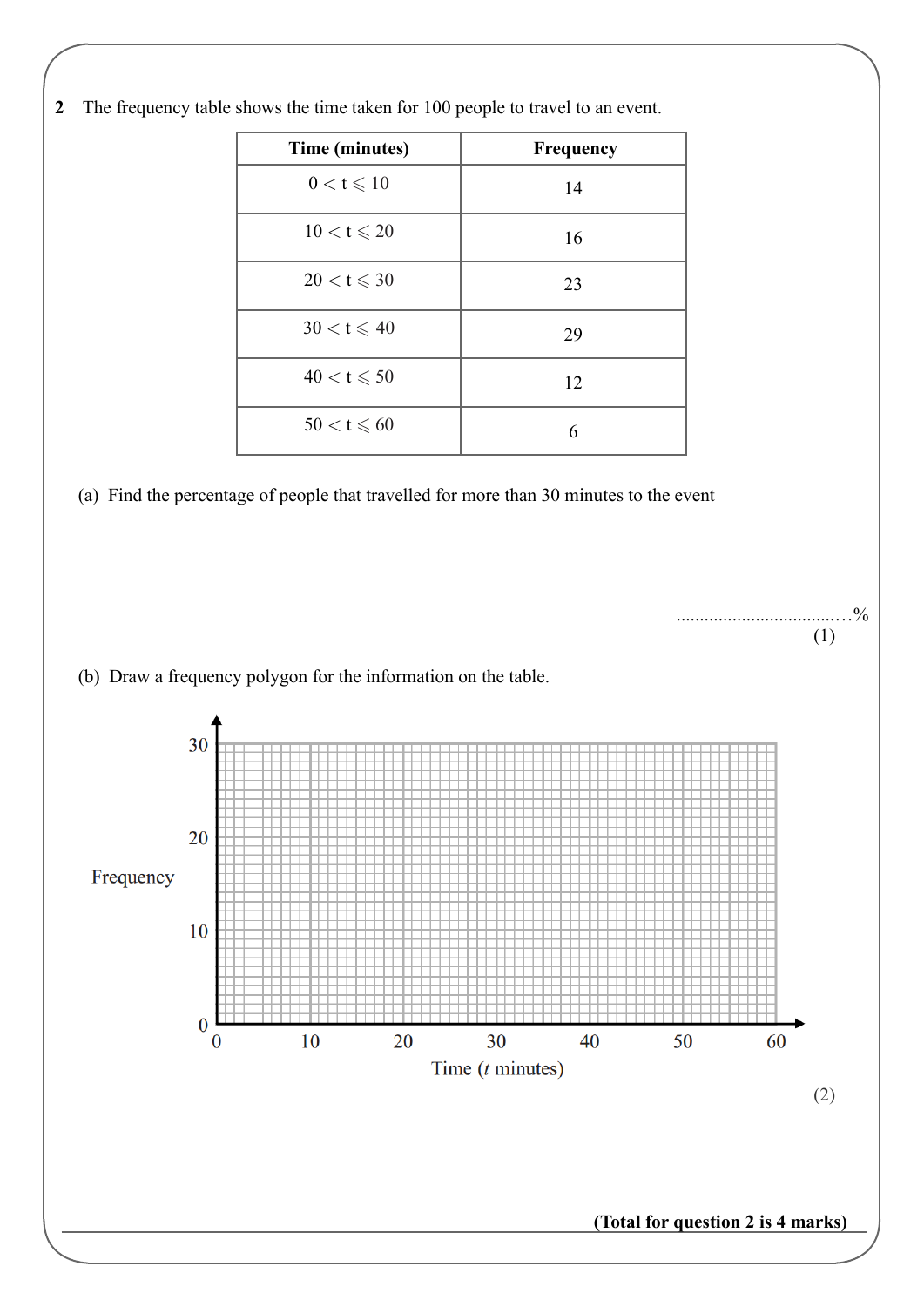**2** The frequency table shows the time taken for 100 people to travel to an event.

| Time (minutes) | Frequency |
|---|---|
| $0 < t \leqslant 10$ | 14 |
| $10 < t \leqslant 20$ | 16 |
| $20 < t \leqslant 30$ | 23 |
| $30 < t \leqslant 40$ | 29 |
| $40 < t \leqslant 50$ | 12 |
| $50 < t \leqslant 60$ | 6 |

(a) Find the percentage of people that travelled for more than 30 minutes to the event

......................................%

(1)

(b) Draw a frequency polygon for the information on the table.

Frequency (vertical axis: 0, 10, 20, 30)

Time ($t$ minutes) (horizontal axis: 0, 10, 20, 30, 40, 50, 60)

(2)

**(Total for question 2 is 4 marks)**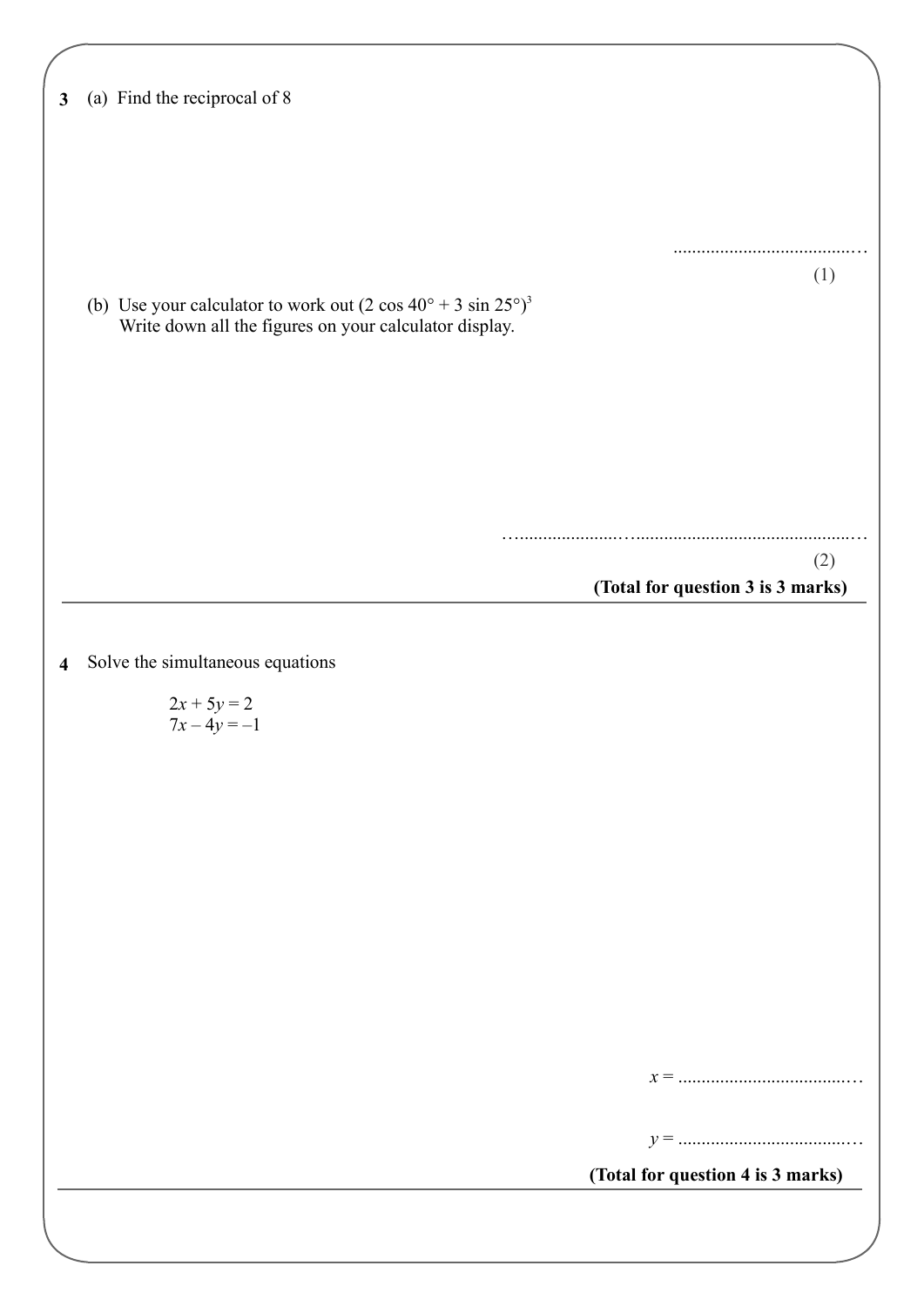**3** (a) Find the reciprocal of 8

..........................................

(1)

(b) Use your calculator to work out $(2 \cos 40° + 3 \sin 25°)^3$
Write down all the figures on your calculator display.

..........................................................................

(2)

**(Total for question 3 is 3 marks)**

---

**4** Solve the simultaneous equations

$$2x + 5y = 2$$
$$7x - 4y = -1$$

$x$ = ..........................................

$y$ = ..........................................

**(Total for question 4 is 3 marks)**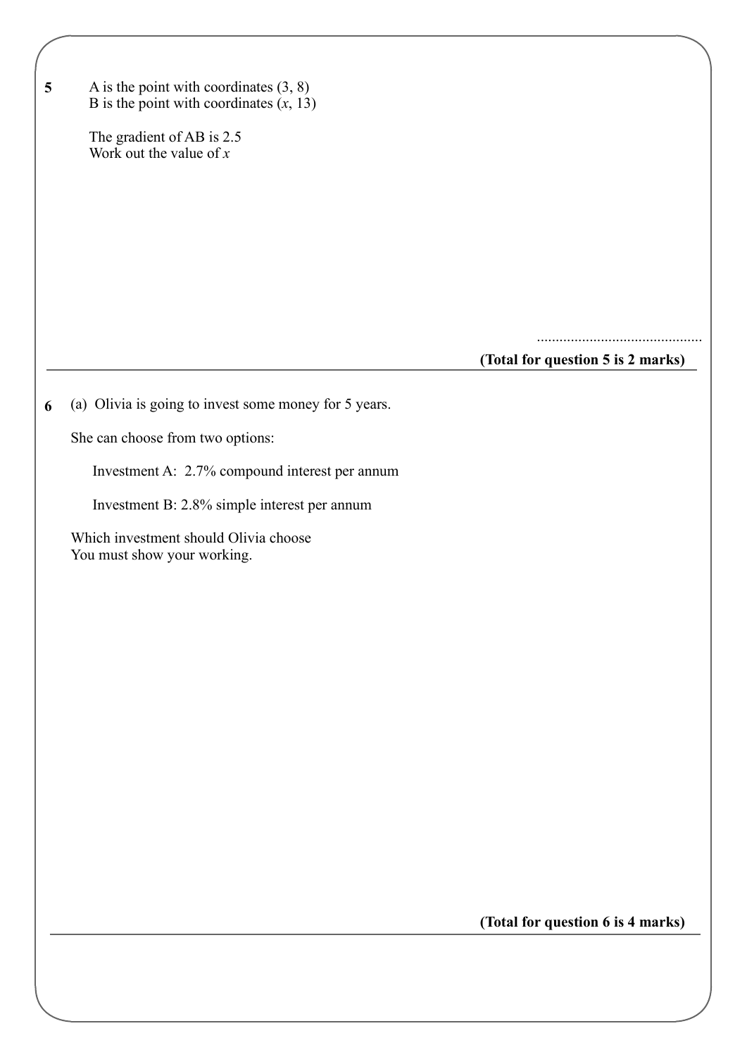**5** A is the point with coordinates (3, 8)
B is the point with coordinates ($x$, 13)

The gradient of AB is 2.5
Work out the value of $x$

..........................................

**(Total for question 5 is 2 marks)**

---

**6** (a) Olivia is going to invest some money for 5 years.

She can choose from two options:

Investment A: 2.7% compound interest per annum

Investment B: 2.8% simple interest per annum

Which investment should Olivia choose
You must show your working.

**(Total for question 6 is 4 marks)**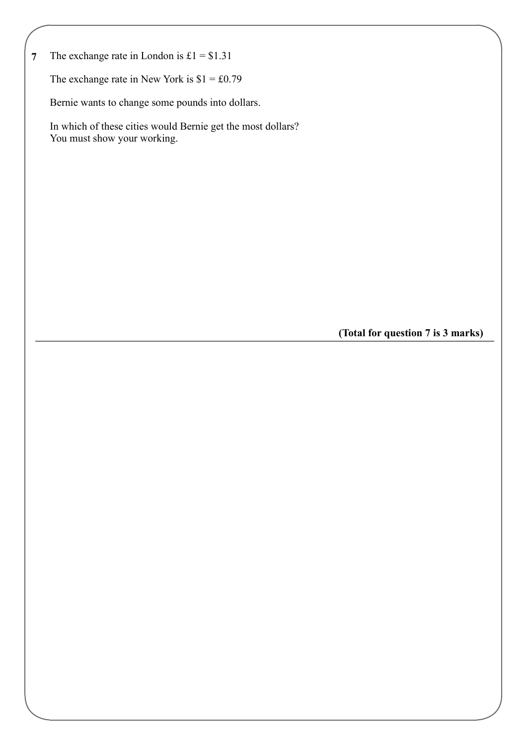**7** The exchange rate in London is £1 = $1.31

The exchange rate in New York is $1 = £0.79

Bernie wants to change some pounds into dollars.

In which of these cities would Bernie get the most dollars?
You must show your working.

**(Total for question 7 is 3 marks)**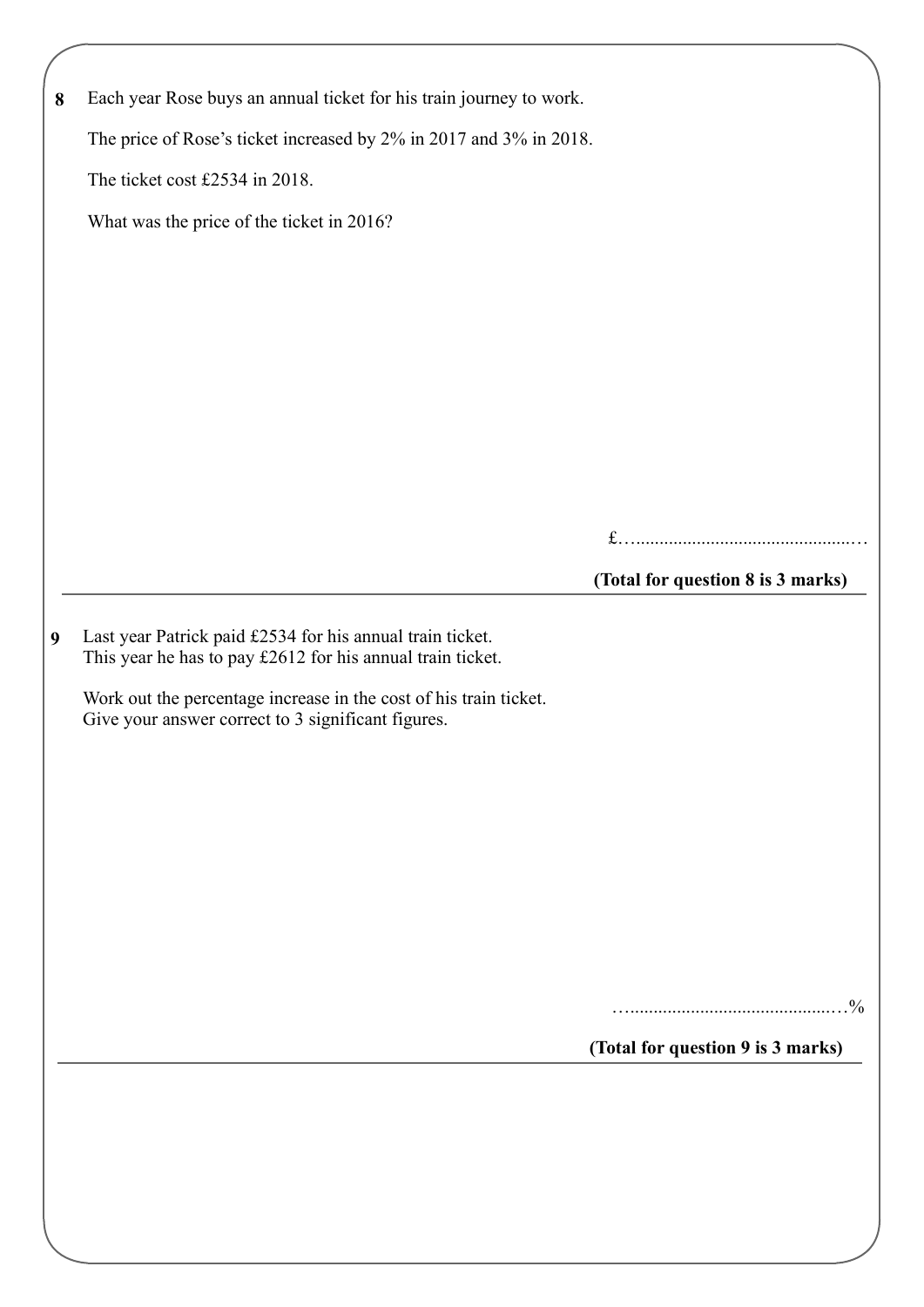**8** Each year Rose buys an annual ticket for his train journey to work.

The price of Rose's ticket increased by 2% in 2017 and 3% in 2018.

The ticket cost £2534 in 2018.

What was the price of the ticket in 2016?

£.......................................................

**(Total for question 8 is 3 marks)**

---

**9** Last year Patrick paid £2534 for his annual train ticket.
This year he has to pay £2612 for his annual train ticket.

Work out the percentage increase in the cost of his train ticket.
Give your answer correct to 3 significant figures.

.......................................................%

**(Total for question 9 is 3 marks)**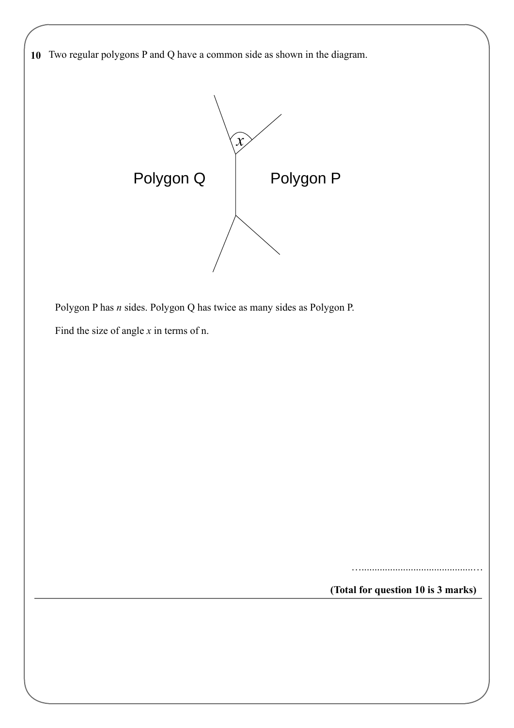**10** Two regular polygons P and Q have a common side as shown in the diagram.

Polygon Q

Polygon P

$x$

Polygon P has $n$ sides. Polygon Q has twice as many sides as Polygon P.

Find the size of angle $x$ in terms of n.

…..............................................…

**(Total for question 10 is 3 marks)**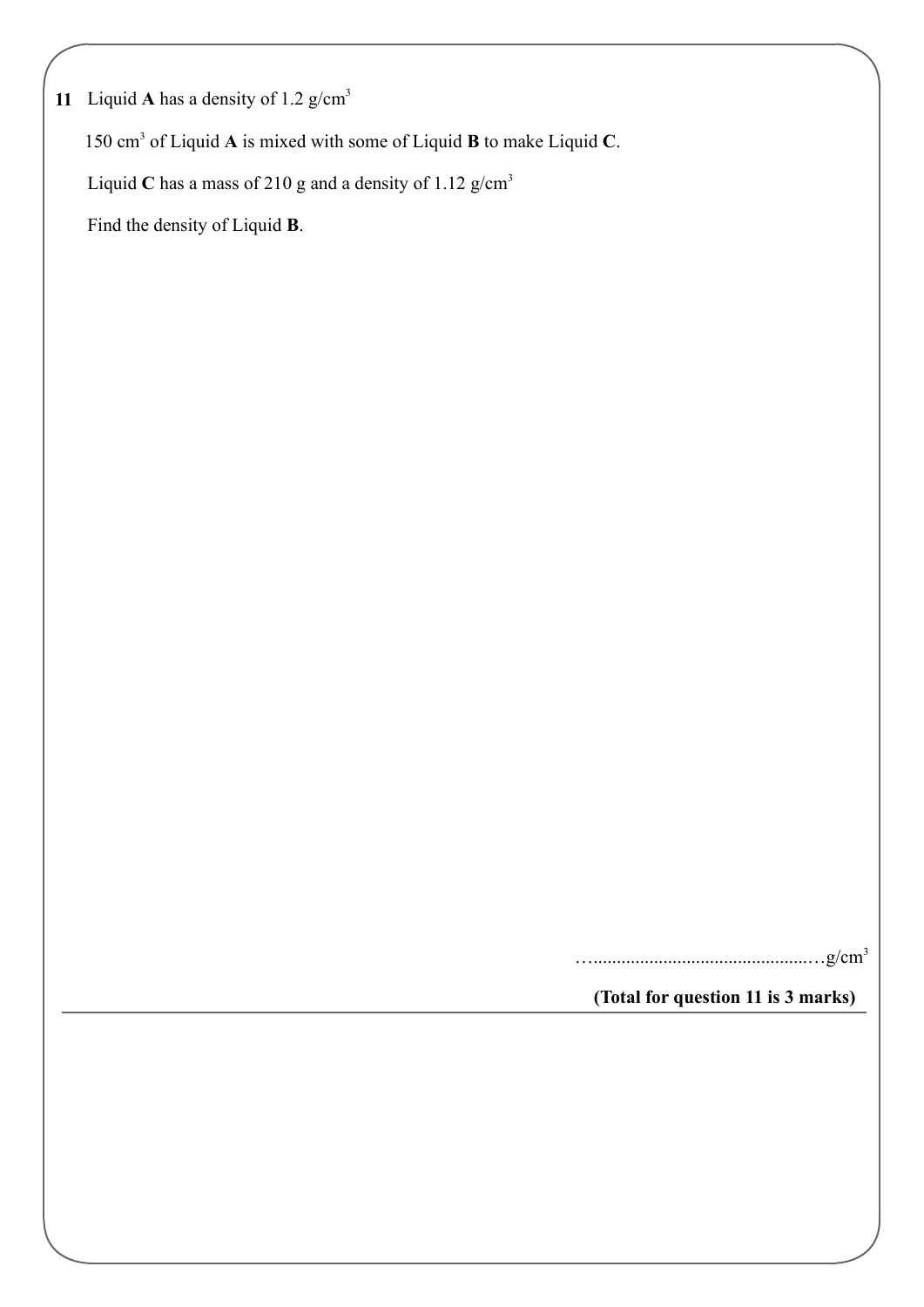**11** Liquid **A** has a density of 1.2 g/cm$^3$

150 cm$^3$ of Liquid **A** is mixed with some of Liquid **B** to make Liquid **C**.

Liquid **C** has a mass of 210 g and a density of 1.12 g/cm$^3$

Find the density of Liquid **B**.

…..............................................…g/cm$^3$

**(Total for question 11 is 3 marks)**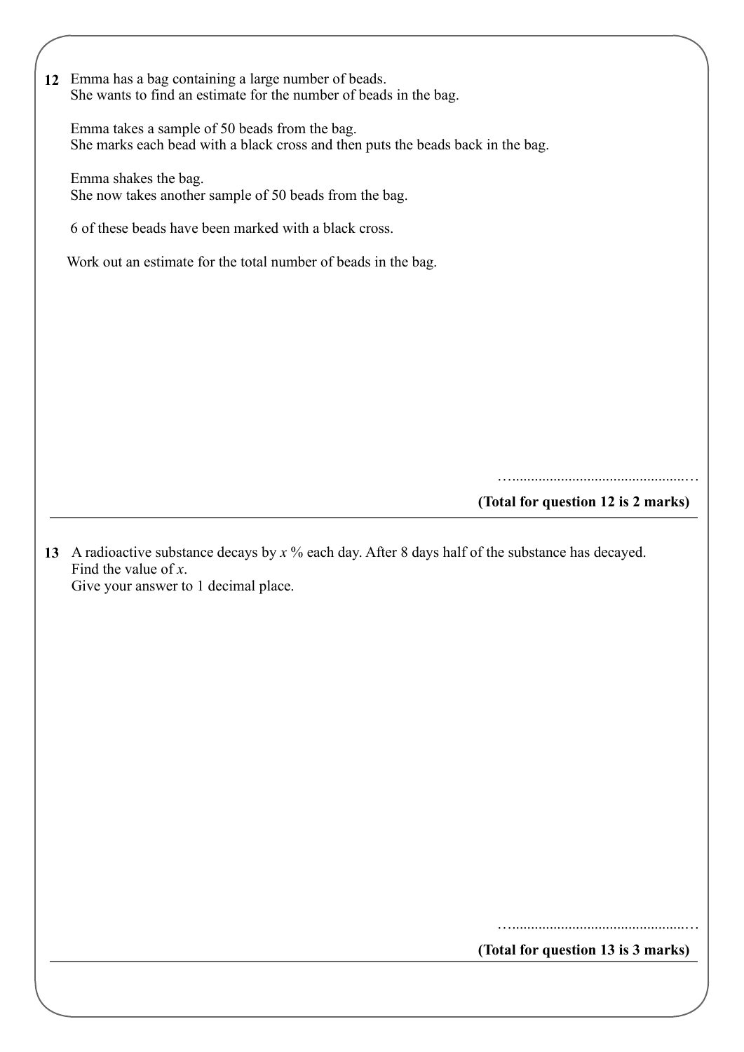**12** Emma has a bag containing a large number of beads.
She wants to find an estimate for the number of beads in the bag.

Emma takes a sample of 50 beads from the bag.
She marks each bead with a black cross and then puts the beads back in the bag.

Emma shakes the bag.
She now takes another sample of 50 beads from the bag.

6 of these beads have been marked with a black cross.

Work out an estimate for the total number of beads in the bag.

…...............................................…

**(Total for question 12 is 2 marks)**

---

**13** A radioactive substance decays by $x$ % each day. After 8 days half of the substance has decayed.
Find the value of $x$.
Give your answer to 1 decimal place.

…...............................................…

**(Total for question 13 is 3 marks)**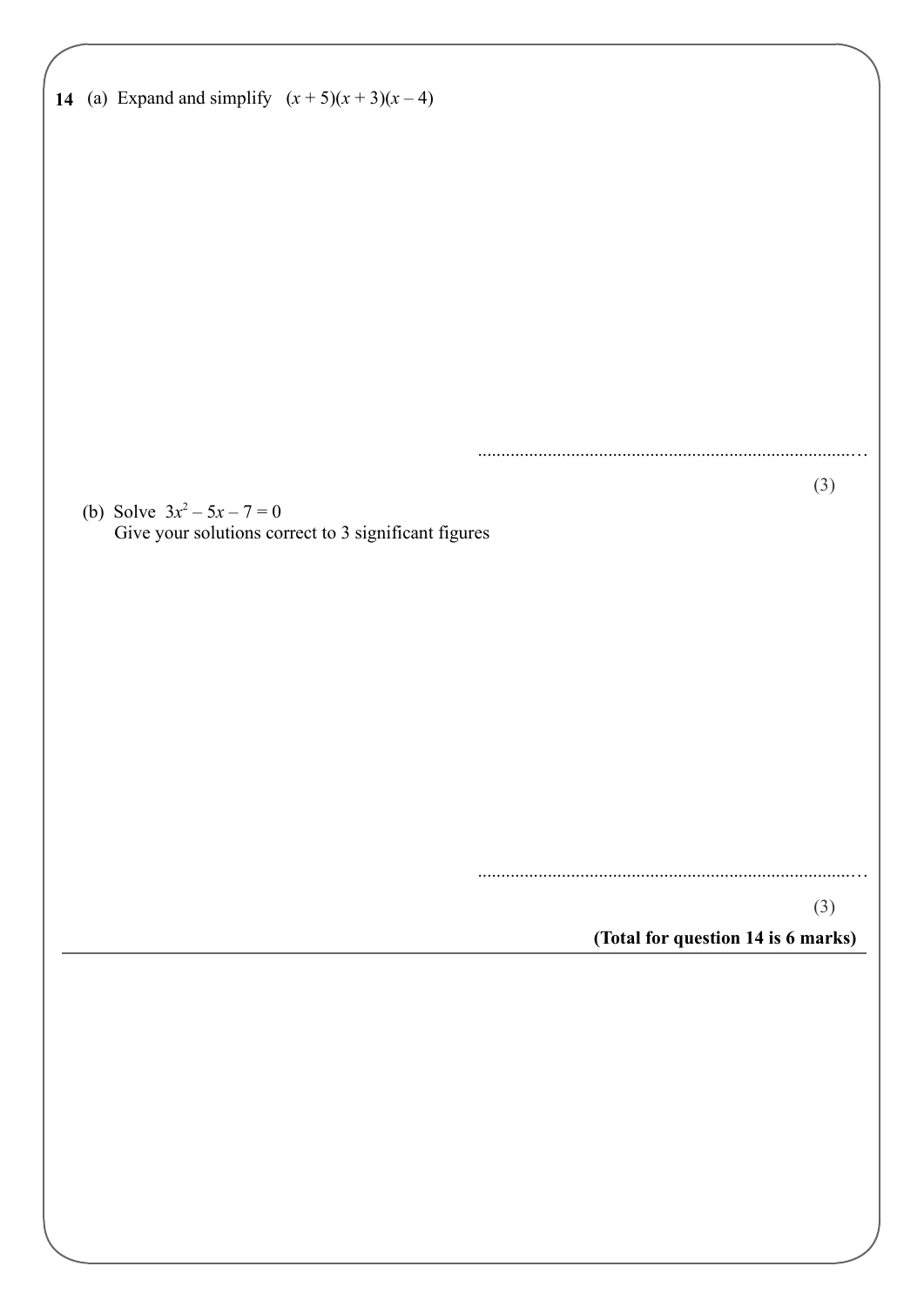**14** (a) Expand and simplify $(x + 5)(x + 3)(x - 4)$

..........................................................................................

(3)

(b) Solve $3x^2 - 5x - 7 = 0$
Give your solutions correct to 3 significant figures

..........................................................................................

(3)

**(Total for question 14 is 6 marks)**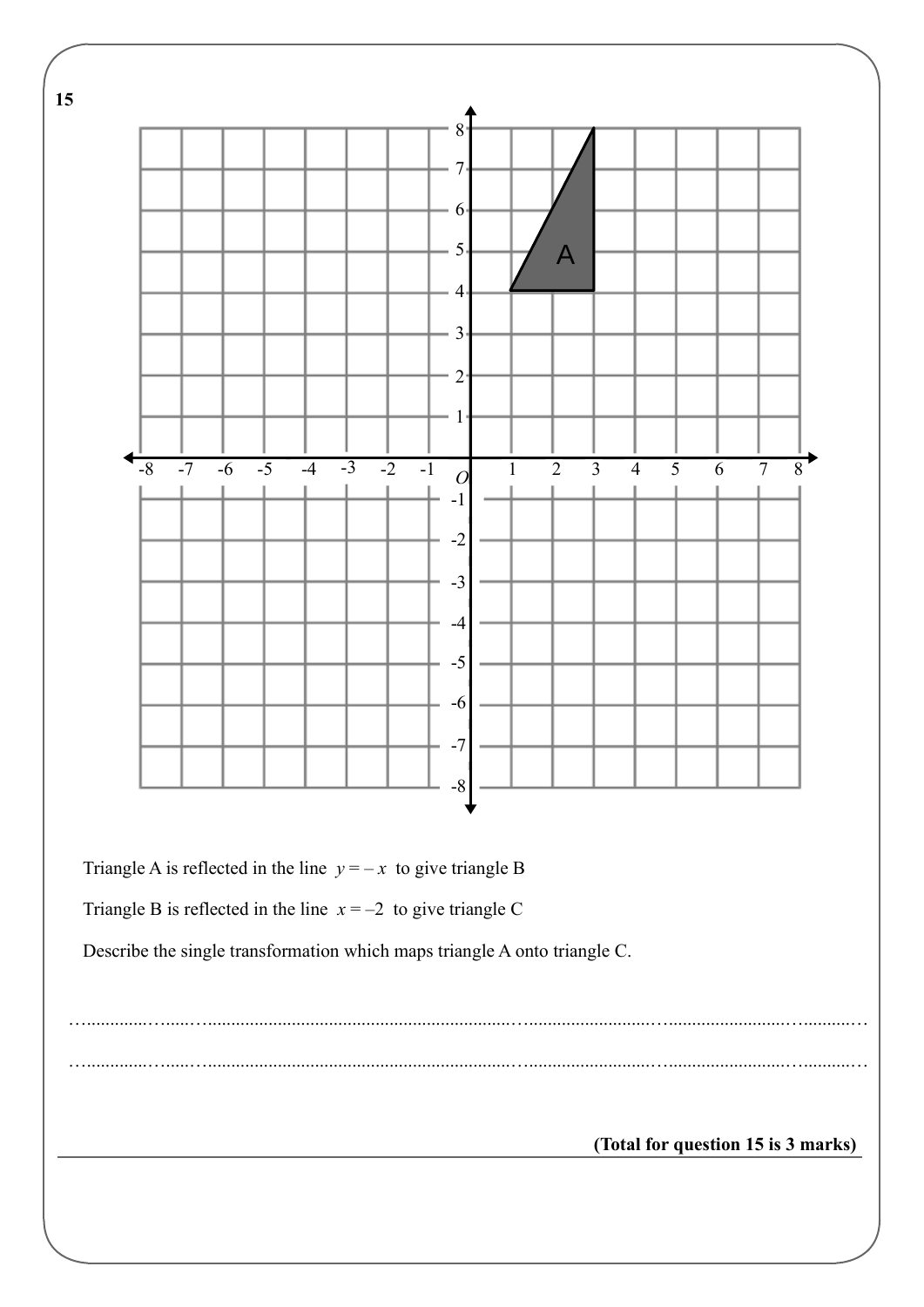**15**

Triangle A is reflected in the line $y = -x$ to give triangle B

Triangle B is reflected in the line $x = -2$ to give triangle C

Describe the single transformation which maps triangle A onto triangle C.

.......................................................................................................................................................

.......................................................................................................................................................

**(Total for question 15 is 3 marks)**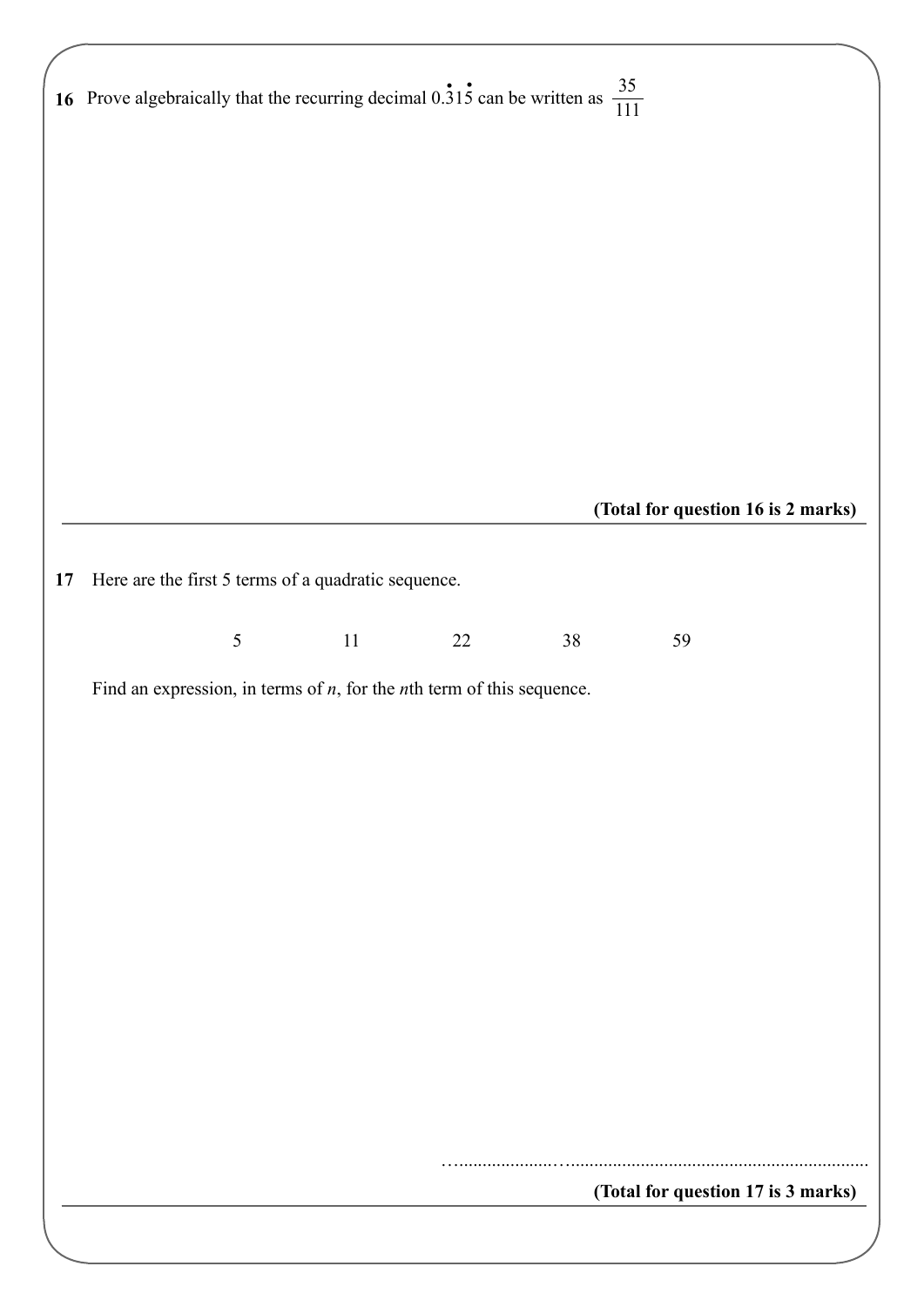**16** Prove algebraically that the recurring decimal $0.\dot{3}1\dot{5}$ can be written as $\frac{35}{111}$

**(Total for question 16 is 2 marks)**

---

**17** Here are the first 5 terms of a quadratic sequence.

5 11 22 38 59

Find an expression, in terms of $n$, for the $n$th term of this sequence.

..........................................................................

**(Total for question 17 is 3 marks)**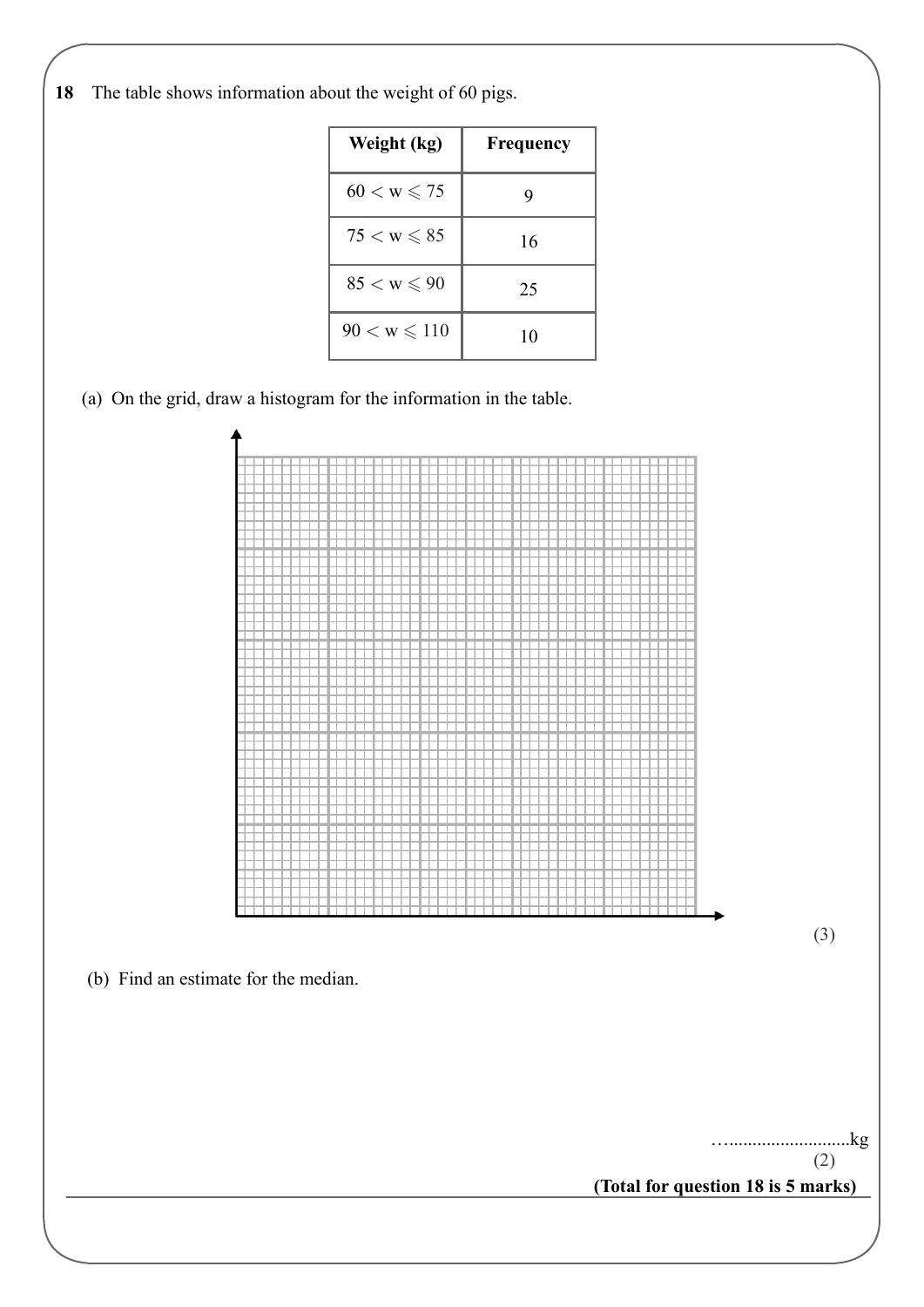**18** The table shows information about the weight of 60 pigs.

| Weight (kg) | Frequency |
|---|---|
| $60 < w \leqslant 75$ | 9 |
| $75 < w \leqslant 85$ | 16 |
| $85 < w \leqslant 90$ | 25 |
| $90 < w \leqslant 110$ | 10 |

(a) On the grid, draw a histogram for the information in the table.

(3)

(b) Find an estimate for the median.

…..........................kg

(2)

**(Total for question 18 is 5 marks)**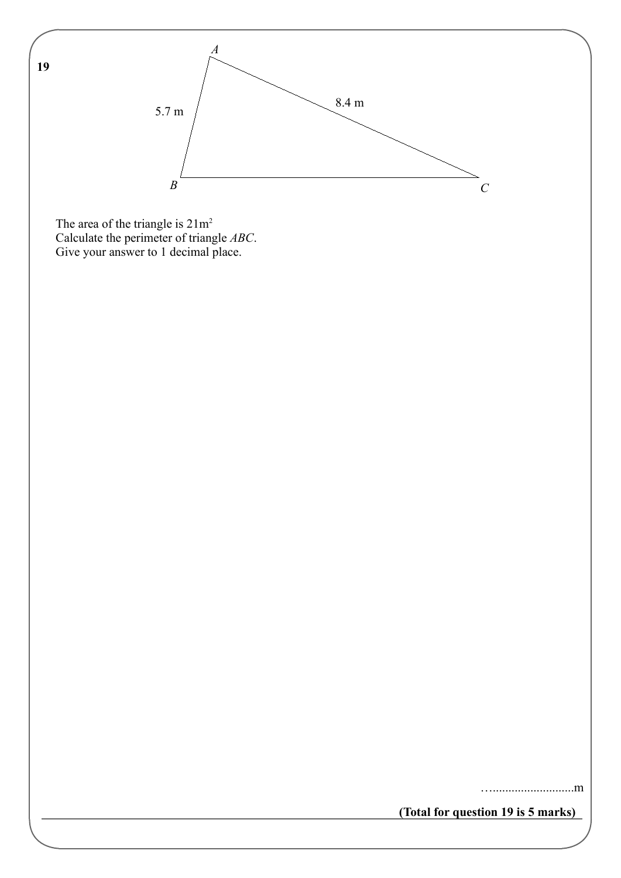**19**

A

5.7 m

8.4 m

B

C

The area of the triangle is $21\text{m}^2$

Calculate the perimeter of triangle *ABC*.

Give your answer to 1 decimal place.

…..........................m

**(Total for question 19 is 5 marks)**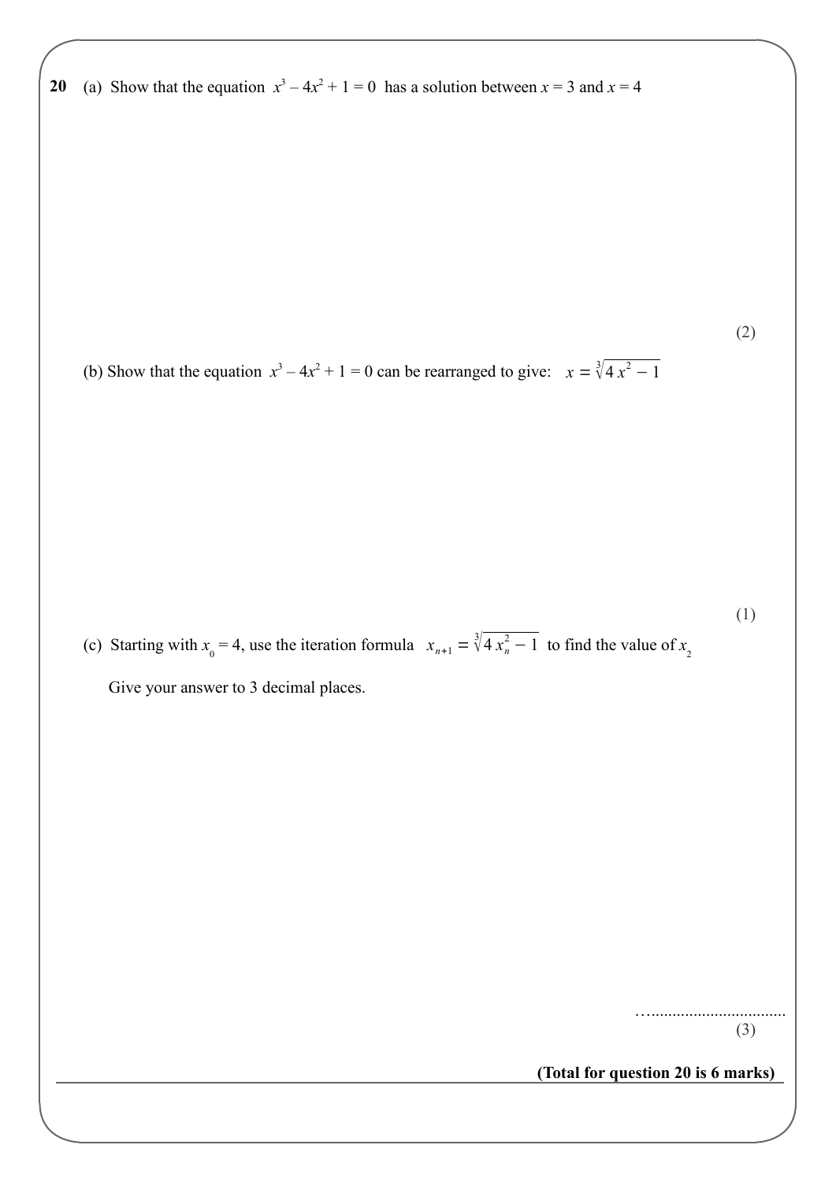**20** (a) Show that the equation $x^3 - 4x^2 + 1 = 0$ has a solution between $x = 3$ and $x = 4$

(2)

(b) Show that the equation $x^3 - 4x^2 + 1 = 0$ can be rearranged to give: $x = \sqrt[3]{4x^2 - 1}$

(1)

(c) Starting with $x_0 = 4$, use the iteration formula $x_{n+1} = \sqrt[3]{4x_n^2 - 1}$ to find the value of $x_2$

Give your answer to 3 decimal places.

…................................

(3)

**(Total for question 20 is 6 marks)**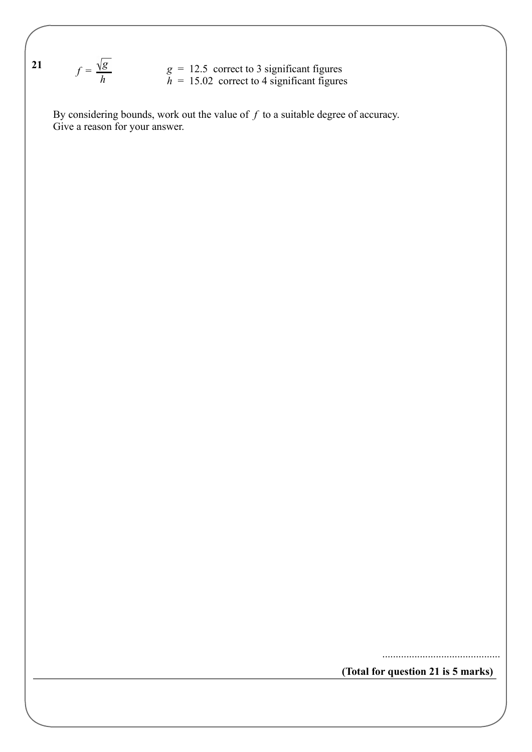**21** $f = \dfrac{\sqrt{g}}{h}$

$g = 12.5$ correct to 3 significant figures
$h = 15.02$ correct to 4 significant figures

By considering bounds, work out the value of $f$ to a suitable degree of accuracy.
Give a reason for your answer.

..........................................

**(Total for question 21 is 5 marks)**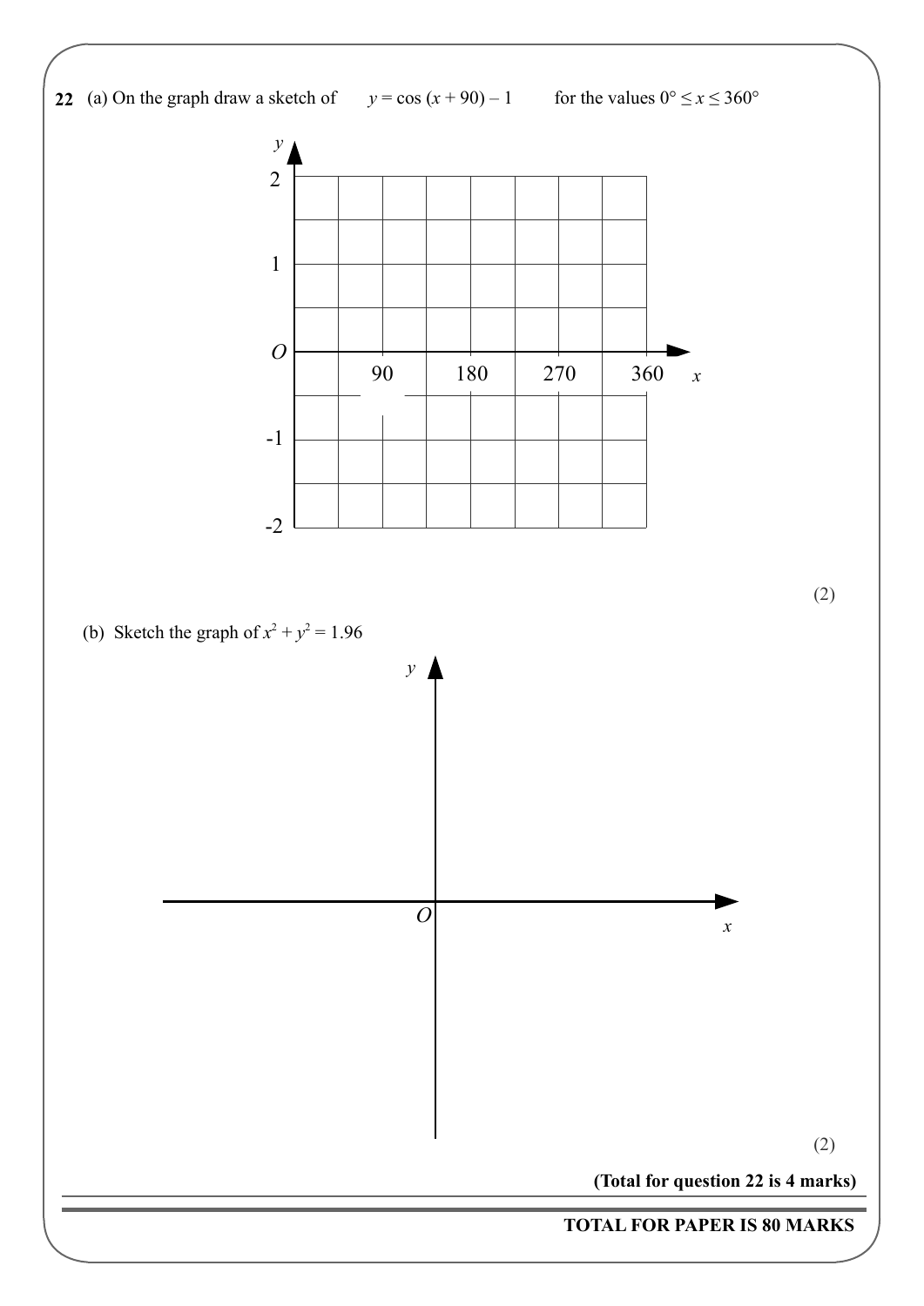**22** (a) On the graph draw a sketch of $y = \cos(x + 90) - 1$ for the values $0° \leq x \leq 360°$

y

2

1

O

90 180 270 360 x

-1

-2

(2)

(b) Sketch the graph of $x^2 + y^2 = 1.96$

y

O

x

(2)

**(Total for question 22 is 4 marks)**

**TOTAL FOR PAPER IS 80 MARKS**